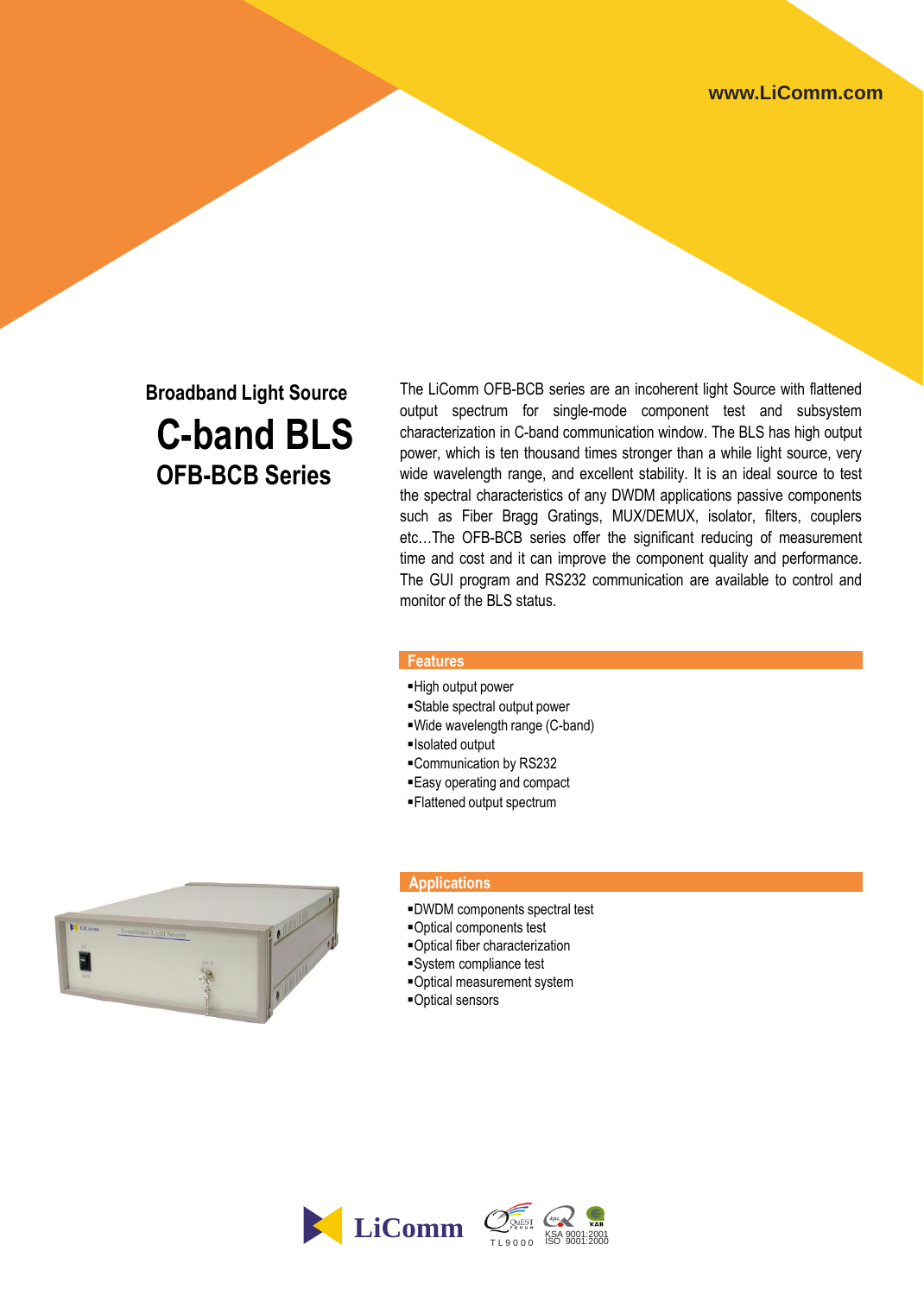www.LiComm.com

## Broadband Light Source

# C-band BLS

## OFB-BCB Series

The LiComm OFB-BCB series are an incoherent light Source with flattened output spectrum for single-mode component test and subsystem characterization in C-band communication window. The BLS has high output power, which is ten thousand times stronger than a while light source, very wide wavelength range, and excellent stability. It is an ideal source to test the spectral characteristics of any DWDM applications passive components such as Fiber Bragg Gratings, MUX/DEMUX, isolator, filters, couplers etc…The OFB-BCB series offer the significant reducing of measurement time and cost and it can improve the component quality and performance. The GUI program and RS232 communication are available to control and monitor of the BLS status.

### Features

- High output power
- Stable spectral output power
- Wide wavelength range (C-band)
- Isolated output
- Communication by RS232
- Easy operating and compact
- Flattened output spectrum

### Applications

- DWDM components spectral test
- Optical components test
- Optical fiber characterization
- System compliance test
- Optical measurement system
- Optical sensors

LiComm  TL9000  KSA 9001:2001  ISO 9001:2000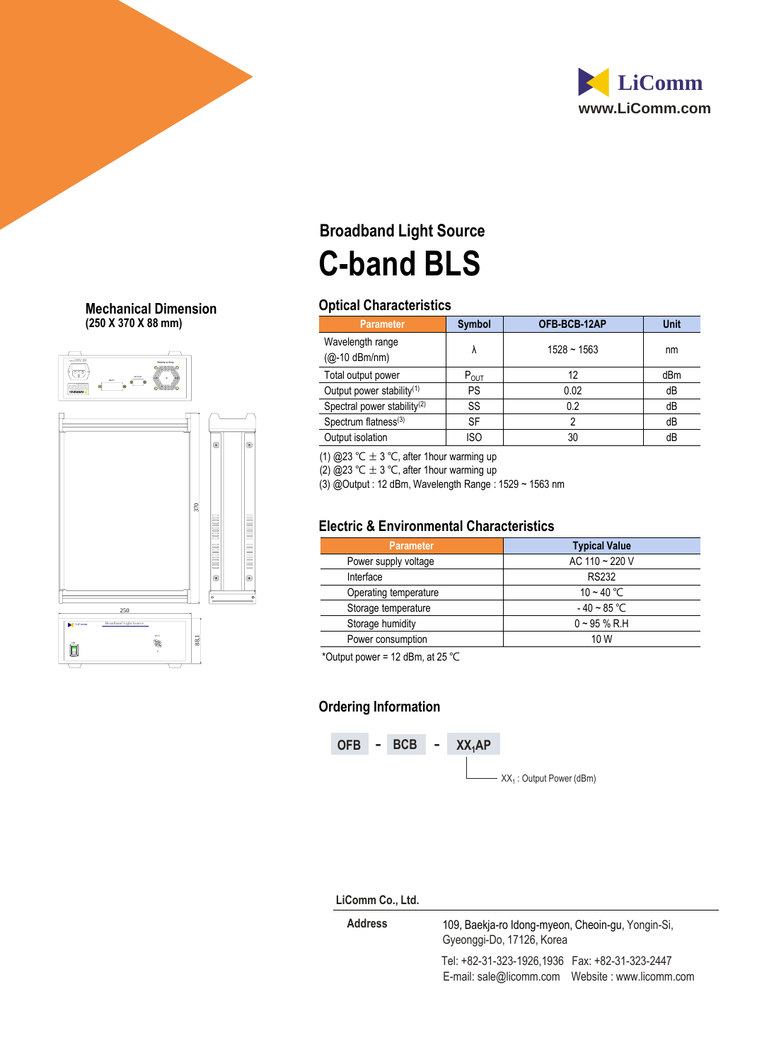LiComm
www.LiComm.com

## Broadband Light Source

# C-band BLS

## Mechanical Dimension

**(250 X 370 X 88 mm)**

370

250

88.1

## Optical Characteristics

| Parameter | Symbol | OFB-BCB-12AP | Unit |
|---|---|---|---|
| Wavelength range (@-10 dBm/nm) | λ | 1528 ~ 1563 | nm |
| Total output power | $P_{OUT}$ | 12 | dBm |
| Output power stability(1) | PS | 0.02 | dB |
| Spectral power stability(2) | SS | 0.2 | dB |
| Spectrum flatness(3) | SF | 2 | dB |
| Output isolation | ISO | 30 | dB |

(1) @23 ℃ ± 3 ℃, after 1hour warming up
(2) @23 ℃ ± 3 ℃, after 1hour warming up
(3) @Output : 12 dBm, Wavelength Range : 1529 ~ 1563 nm

## Electric & Environmental Characteristics

| Parameter | Typical Value |
|---|---|
| Power supply voltage | AC 110 ~ 220 V |
| Interface | RS232 |
| Operating temperature | 10 ~ 40 ℃ |
| Storage temperature | - 40 ~ 85 ℃ |
| Storage humidity | 0 ~ 95 % R.H |
| Power consumption | 10 W |

*Output power = 12 dBm, at 25 ℃

## Ordering Information

OFB - BCB - $XX_1$AP

$XX_1$ : Output Power (dBm)

**LiComm Co., Ltd.**

**Address**

109, Baekja-ro Idong-myeon, Cheoin-gu, Yongin-Si, Gyeonggi-Do, 17126, Korea

Tel: +82-31-323-1926,1936 Fax: +82-31-323-2447
E-mail: sale@licomm.com Website : www.licomm.com